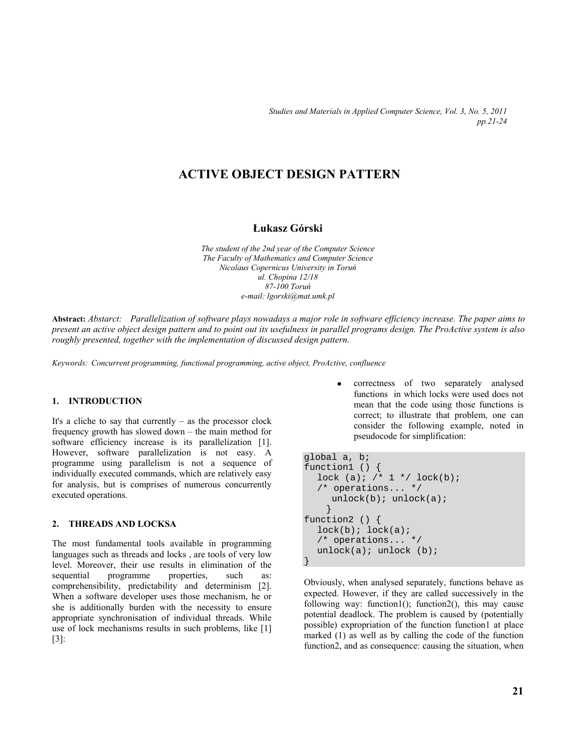# ACTIVE OBJECT DESIGN PATTERN

**Łukasz Górski**

*The student of the 2nd year of the Computer Science*
*The Faculty of Mathematics and Computer Science*
*Nicolaus Copernicus University in Toruń*
*ul. Chopina 12/18*
*87-100 Toruń*
*e-mail: lgorski@mat.umk.pl*

**Abstract:** *Abstarct: Parallelization of software plays nowadays a major role in software efficiency increase. The paper aims to present an active object design pattern and to point out its usefulness in parallel programs design. The ProActive system is also roughly presented, together with the implementation of discussed design pattern.*

*Keywords: Concurrent programming, functional programming, active object, ProActive, confluence*

## 1. INTRODUCTION

It's a cliche to say that currently – as the processor clock frequency growth has slowed down – the main method for software efficiency increase is its parallelization [1]. However, software parallelization is not easy. A programme using parallelism is not a sequence of individually executed commands, which are relatively easy for analysis, but is comprises of numerous concurrently executed operations.

## 2. THREADS AND LOCKSA

The most fundamental tools available in programming languages such as threads and locks , are tools of very low level. Moreover, their use results in elimination of the sequential programme properties, such as: comprehensibility, predictability and determinism [2]. When a software developer uses those mechanism, he or she is additionally burden with the necessity to ensure appropriate synchronisation of individual threads. While use of lock mechanisms results in such problems, like [1] [3]:

- correctness of two separately analysed functions in which locks were used does not mean that the code using those functions is correct; to illustrate that problem, one can consider the following example, noted in pseudocode for simplification:

```
global a, b;
function1 () {
  lock (a); /* 1 */ lock(b);
  /* operations... */
    unlock(b); unlock(a);
   }
function2 () {
  lock(b); lock(a);
  /* operations... */
  unlock(a); unlock (b);
}
```

Obviously, when analysed separately, functions behave as expected. However, if they are called successively in the following way: function1(); function2(), this may cause potential deadlock. The problem is caused by (potentially possible) expropriation of the function function1 at place marked (1) as well as by calling the code of the function function2, and as consequence: causing the situation, when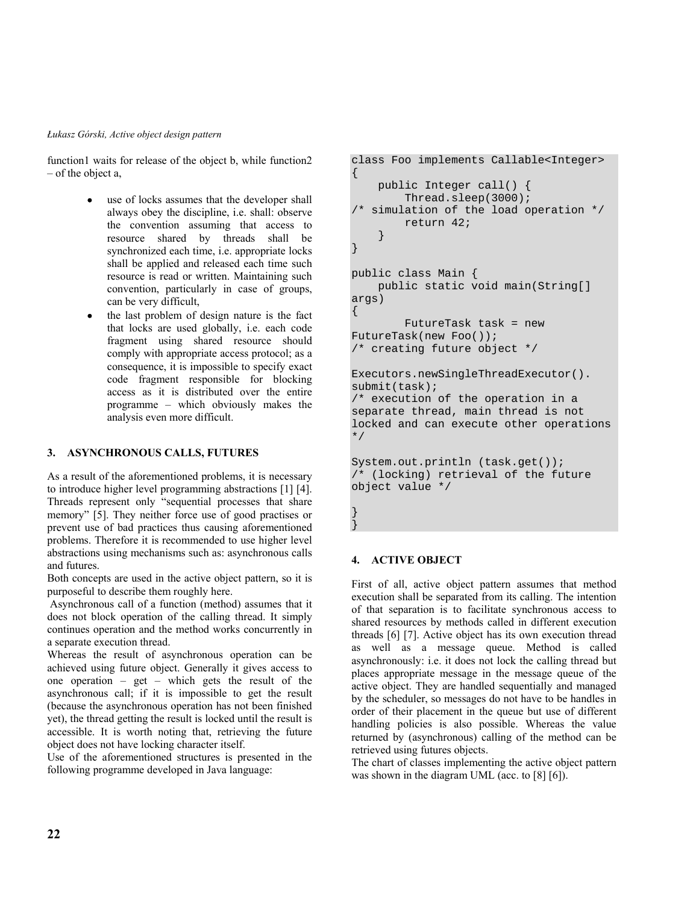function1 waits for release of the object b, while function2 – of the object a,

- use of locks assumes that the developer shall always obey the discipline, i.e. shall: observe the convention assuming that access to resource shared by threads shall be synchronized each time, i.e. appropriate locks shall be applied and released each time such resource is read or written. Maintaining such convention, particularly in case of groups, can be very difficult,
- the last problem of design nature is the fact that locks are used globally, i.e. each code fragment using shared resource should comply with appropriate access protocol; as a consequence, it is impossible to specify exact code fragment responsible for blocking access as it is distributed over the entire programme – which obviously makes the analysis even more difficult.

## 3. ASYNCHRONOUS CALLS, FUTURES

As a result of the aforementioned problems, it is necessary to introduce higher level programming abstractions [1] [4]. Threads represent only "sequential processes that share memory" [5]. They neither force use of good practises or prevent use of bad practices thus causing aforementioned problems. Therefore it is recommended to use higher level abstractions using mechanisms such as: asynchronous calls and futures.

Both concepts are used in the active object pattern, so it is purposeful to describe them roughly here.

Asynchronous call of a function (method) assumes that it does not block operation of the calling thread. It simply continues operation and the method works concurrently in a separate execution thread.

Whereas the result of asynchronous operation can be achieved using future object. Generally it gives access to one operation – get – which gets the result of the asynchronous call; if it is impossible to get the result (because the asynchronous operation has not been finished yet), the thread getting the result is locked until the result is accessible. It is worth noting that, retrieving the future object does not have locking character itself.

Use of the aforementioned structures is presented in the following programme developed in Java language:

```
class Foo implements Callable<Integer>
{
    public Integer call() {
        Thread.sleep(3000);
/* simulation of the load operation */
        return 42;
    }
}

public class Main {
    public static void main(String[]
args)
{
        FutureTask task = new
FutureTask(new Foo());
/* creating future object */

Executors.newSingleThreadExecutor().
submit(task);
/* execution of the operation in a
separate thread, main thread is not
locked and can execute other operations
*/

System.out.println (task.get());
/* (locking) retrieval of the future
object value */

}
}
```

## 4. ACTIVE OBJECT

First of all, active object pattern assumes that method execution shall be separated from its calling. The intention of that separation is to facilitate synchronous access to shared resources by methods called in different execution threads [6] [7]. Active object has its own execution thread as well as a message queue. Method is called asynchronously: i.e. it does not lock the calling thread but places appropriate message in the message queue of the active object. They are handled sequentially and managed by the scheduler, so messages do not have to be handles in order of their placement in the queue but use of different handling policies is also possible. Whereas the value returned by (asynchronous) calling of the method can be retrieved using futures objects.

The chart of classes implementing the active object pattern was shown in the diagram UML (acc. to [8] [6]).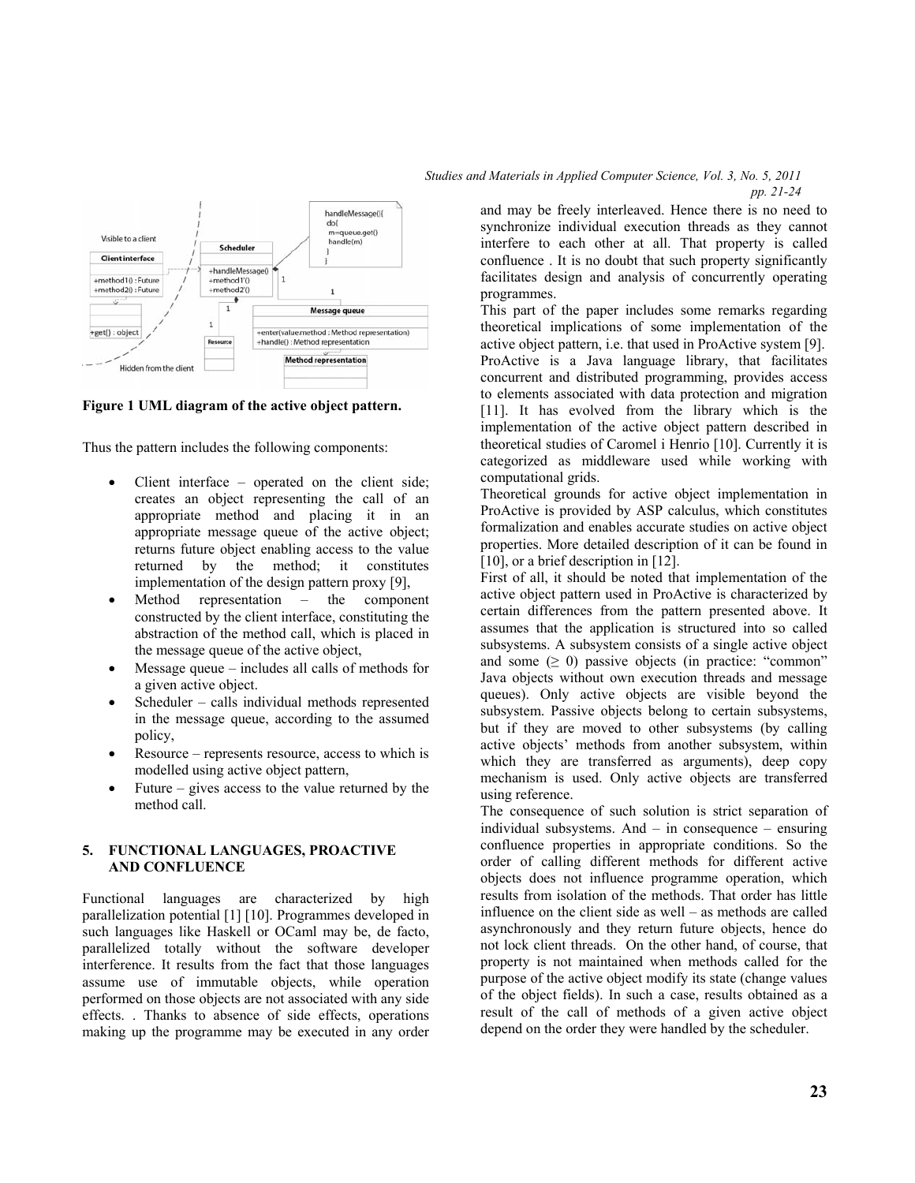**Figure 1 UML diagram of the active object pattern.**

Thus the pattern includes the following components:

- Client interface – operated on the client side; creates an object representing the call of an appropriate method and placing it in an appropriate message queue of the active object; returns future object enabling access to the value returned by the method; it constitutes implementation of the design pattern proxy [9],
- Method representation – the component constructed by the client interface, constituting the abstraction of the method call, which is placed in the message queue of the active object,
- Message queue – includes all calls of methods for a given active object.
- Scheduler – calls individual methods represented in the message queue, according to the assumed policy,
- Resource – represents resource, access to which is modelled using active object pattern,
- Future – gives access to the value returned by the method call.

## 5. FUNCTIONAL LANGUAGES, PROACTIVE AND CONFLUENCE

Functional languages are characterized by high parallelization potential [1] [10]. Programmes developed in such languages like Haskell or OCaml may be, de facto, parallelized totally without the software developer interference. It results from the fact that those languages assume use of immutable objects, while operation performed on those objects are not associated with any side effects. . Thanks to absence of side effects, operations making up the programme may be executed in any order and may be freely interleaved. Hence there is no need to synchronize individual execution threads as they cannot interfere to each other at all. That property is called confluence . It is no doubt that such property significantly facilitates design and analysis of concurrently operating programmes.

This part of the paper includes some remarks regarding theoretical implications of some implementation of the active object pattern, i.e. that used in ProActive system [9]. ProActive is a Java language library, that facilitates concurrent and distributed programming, provides access to elements associated with data protection and migration [11]. It has evolved from the library which is the implementation of the active object pattern described in theoretical studies of Caromel i Henrio [10]. Currently it is categorized as middleware used while working with computational grids.

Theoretical grounds for active object implementation in ProActive is provided by ASP calculus, which constitutes formalization and enables accurate studies on active object properties. More detailed description of it can be found in [10], or a brief description in [12].

First of all, it should be noted that implementation of the active object pattern used in ProActive is characterized by certain differences from the pattern presented above. It assumes that the application is structured into so called subsystems. A subsystem consists of a single active object and some ($\geq 0$) passive objects (in practice: "common" Java objects without own execution threads and message queues). Only active objects are visible beyond the subsystem. Passive objects belong to certain subsystems, but if they are moved to other subsystems (by calling active objects' methods from another subsystem, within which they are transferred as arguments), deep copy mechanism is used. Only active objects are transferred using reference.

The consequence of such solution is strict separation of individual subsystems. And – in consequence – ensuring confluence properties in appropriate conditions. So the order of calling different methods for different active objects does not influence programme operation, which results from isolation of the methods. That order has little influence on the client side as well – as methods are called asynchronously and they return future objects, hence do not lock client threads. On the other hand, of course, that property is not maintained when methods called for the purpose of the active object modify its state (change values of the object fields). In such a case, results obtained as a result of the call of methods of a given active object depend on the order they were handled by the scheduler.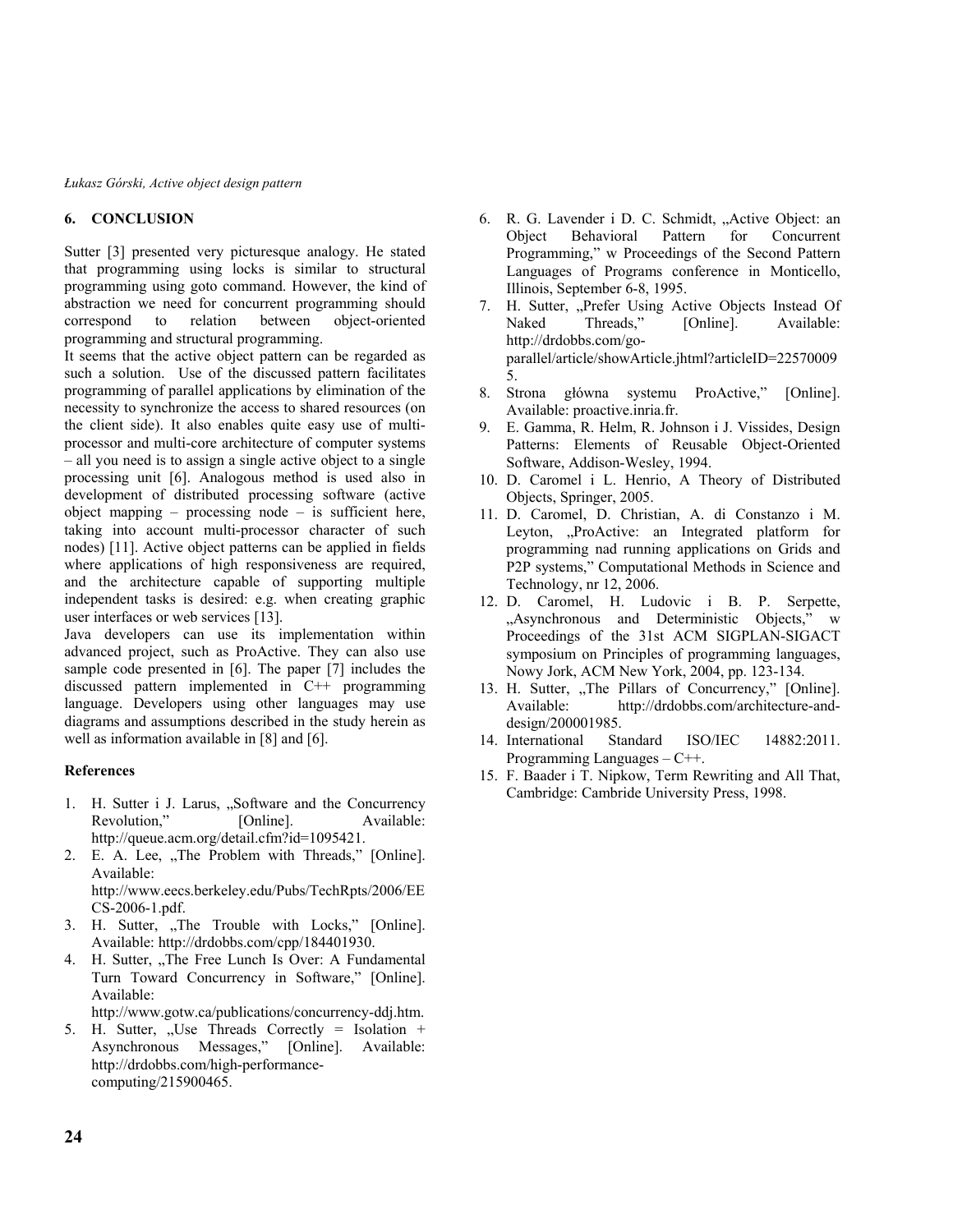## 6. CONCLUSION

Sutter [3] presented very picturesque analogy. He stated that programming using locks is similar to structural programming using goto command. However, the kind of abstraction we need for concurrent programming should correspond to relation between object-oriented programming and structural programming.

It seems that the active object pattern can be regarded as such a solution. Use of the discussed pattern facilitates programming of parallel applications by elimination of the necessity to synchronize the access to shared resources (on the client side). It also enables quite easy use of multi-processor and multi-core architecture of computer systems – all you need is to assign a single active object to a single processing unit [6]. Analogous method is used also in development of distributed processing software (active object mapping – processing node – is sufficient here, taking into account multi-processor character of such nodes) [11]. Active object patterns can be applied in fields where applications of high responsiveness are required, and the architecture capable of supporting multiple independent tasks is desired: e.g. when creating graphic user interfaces or web services [13].

Java developers can use its implementation within advanced project, such as ProActive. They can also use sample code presented in [6]. The paper [7] includes the discussed pattern implemented in C++ programming language. Developers using other languages may use diagrams and assumptions described in the study herein as well as information available in [8] and [6].

### References

1. H. Sutter i J. Larus, „Software and the Concurrency Revolution," [Online]. Available: http://queue.acm.org/detail.cfm?id=1095421.
2. E. A. Lee, „The Problem with Threads," [Online]. Available: http://www.eecs.berkeley.edu/Pubs/TechRpts/2006/EECS-2006-1.pdf.
3. H. Sutter, „The Trouble with Locks," [Online]. Available: http://drdobbs.com/cpp/184401930.
4. H. Sutter, „The Free Lunch Is Over: A Fundamental Turn Toward Concurrency in Software," [Online]. Available: http://www.gotw.ca/publications/concurrency-ddj.htm.
5. H. Sutter, „Use Threads Correctly = Isolation + Asynchronous Messages," [Online]. Available: http://drdobbs.com/high-performance-computing/215900465.
6. R. G. Lavender i D. C. Schmidt, „Active Object: an Object Behavioral Pattern for Concurrent Programming," w Proceedings of the Second Pattern Languages of Programs conference in Monticello, Illinois, September 6-8, 1995.
7. H. Sutter, „Prefer Using Active Objects Instead Of Naked Threads," [Online]. Available: http://drdobbs.com/go-parallel/article/showArticle.jhtml?articleID=225700095.
8. Strona główna systemu ProActive," [Online]. Available: proactive.inria.fr.
9. E. Gamma, R. Helm, R. Johnson i J. Vissides, Design Patterns: Elements of Reusable Object-Oriented Software, Addison-Wesley, 1994.
10. D. Caromel i L. Henrio, A Theory of Distributed Objects, Springer, 2005.
11. D. Caromel, D. Christian, A. di Constanzo i M. Leyton, „ProActive: an Integrated platform for programming nad running applications on Grids and P2P systems," Computational Methods in Science and Technology, nr 12, 2006.
12. D. Caromel, H. Ludovic i B. P. Serpette, „Asynchronous and Deterministic Objects," w Proceedings of the 31st ACM SIGPLAN-SIGACT symposium on Principles of programming languages, Nowy Jork, ACM New York, 2004, pp. 123-134.
13. H. Sutter, „The Pillars of Concurrency," [Online]. Available: http://drdobbs.com/architecture-and-design/200001985.
14. International Standard ISO/IEC 14882:2011. Programming Languages – C++.
15. F. Baader i T. Nipkow, Term Rewriting and All That, Cambridge: Cambride University Press, 1998.